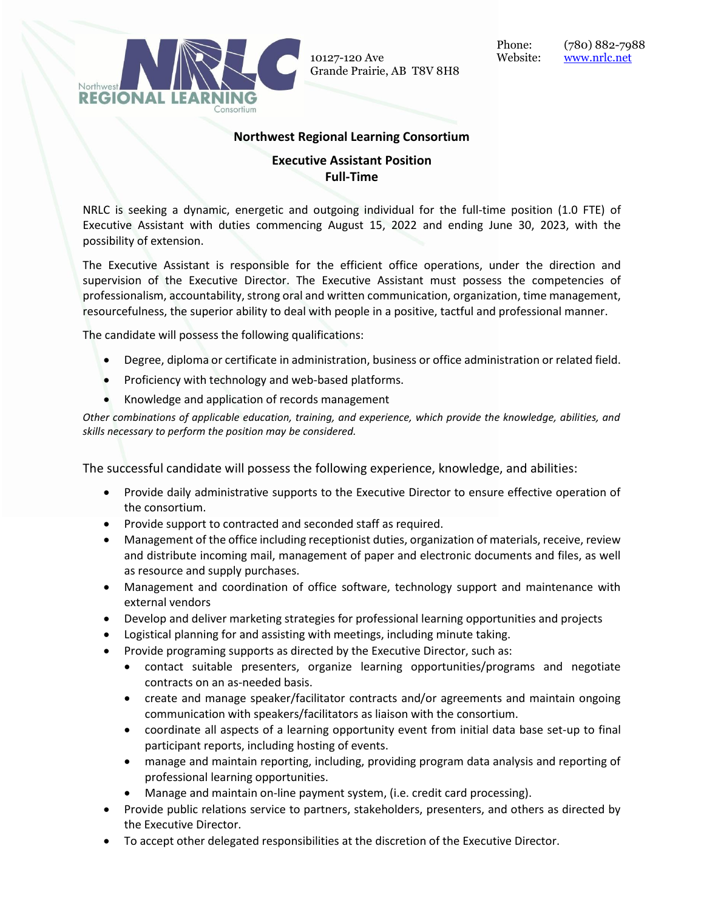Northwest REGIONAL LEARNING Consortium

10127-120 Ave
Grande Prairie, AB T8V 8H8

Phone: (780) 882-7988
Website: www.nrlc.net

**Northwest Regional Learning Consortium**

**Executive Assistant Position**
**Full-Time**

NRLC is seeking a dynamic, energetic and outgoing individual for the full-time position (1.0 FTE) of Executive Assistant with duties commencing August 15, 2022 and ending June 30, 2023, with the possibility of extension.

The Executive Assistant is responsible for the efficient office operations, under the direction and supervision of the Executive Director. The Executive Assistant must possess the competencies of professionalism, accountability, strong oral and written communication, organization, time management, resourcefulness, the superior ability to deal with people in a positive, tactful and professional manner.

The candidate will possess the following qualifications:

- Degree, diploma or certificate in administration, business or office administration or related field.
- Proficiency with technology and web-based platforms.
- Knowledge and application of records management

*Other combinations of applicable education, training, and experience, which provide the knowledge, abilities, and skills necessary to perform the position may be considered.*

The successful candidate will possess the following experience, knowledge, and abilities:

- Provide daily administrative supports to the Executive Director to ensure effective operation of the consortium.
- Provide support to contracted and seconded staff as required.
- Management of the office including receptionist duties, organization of materials, receive, review and distribute incoming mail, management of paper and electronic documents and files, as well as resource and supply purchases.
- Management and coordination of office software, technology support and maintenance with external vendors
- Develop and deliver marketing strategies for professional learning opportunities and projects
- Logistical planning for and assisting with meetings, including minute taking.
- Provide programing supports as directed by the Executive Director, such as:
  - contact suitable presenters, organize learning opportunities/programs and negotiate contracts on an as-needed basis.
  - create and manage speaker/facilitator contracts and/or agreements and maintain ongoing communication with speakers/facilitators as liaison with the consortium.
  - coordinate all aspects of a learning opportunity event from initial data base set-up to final participant reports, including hosting of events.
  - manage and maintain reporting, including, providing program data analysis and reporting of professional learning opportunities.
  - Manage and maintain on-line payment system, (i.e. credit card processing).
- Provide public relations service to partners, stakeholders, presenters, and others as directed by the Executive Director.
- To accept other delegated responsibilities at the discretion of the Executive Director.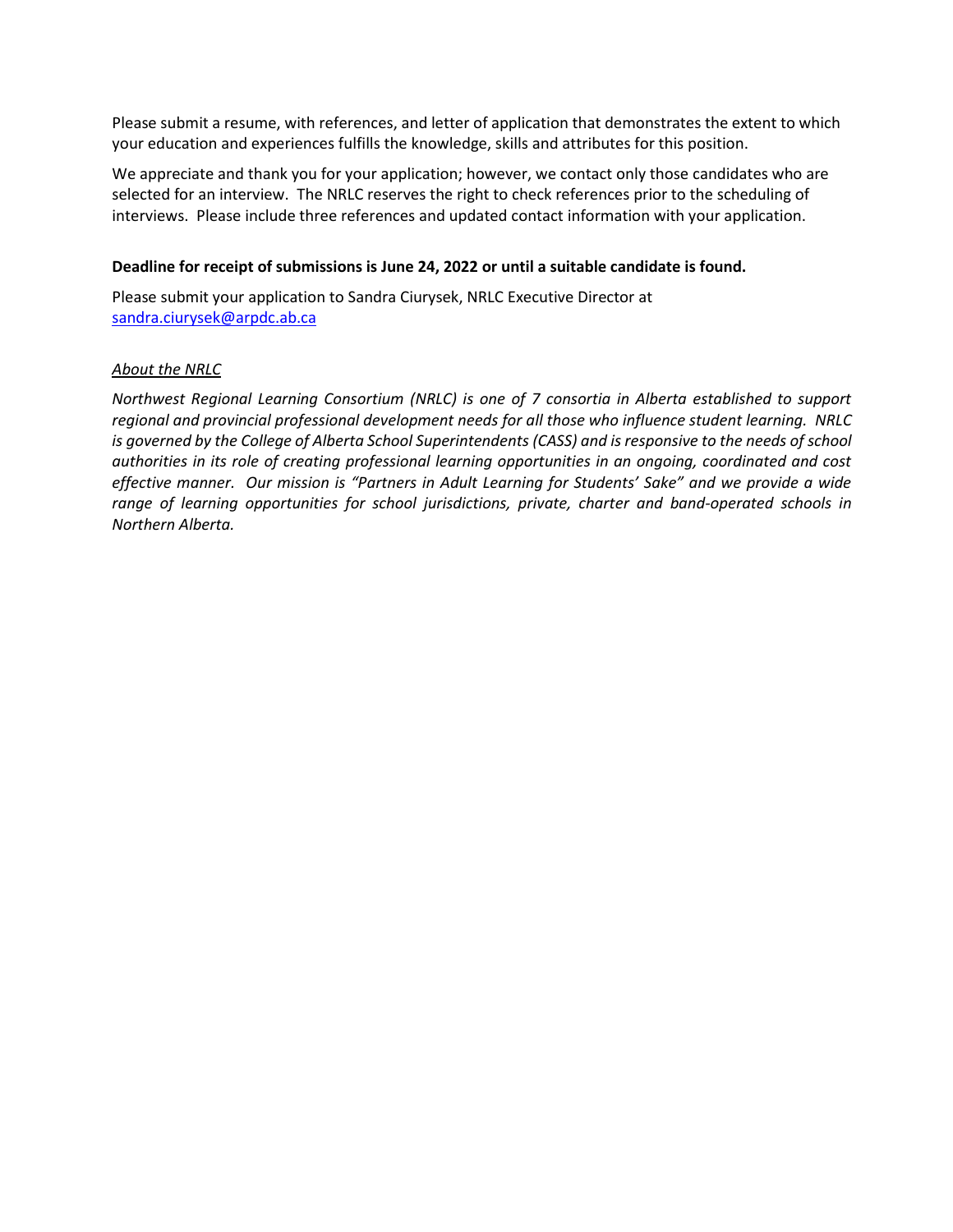Please submit a resume, with references, and letter of application that demonstrates the extent to which your education and experiences fulfills the knowledge, skills and attributes for this position.

We appreciate and thank you for your application; however, we contact only those candidates who are selected for an interview. The NRLC reserves the right to check references prior to the scheduling of interviews. Please include three references and updated contact information with your application.

**Deadline for receipt of submissions is June 24, 2022 or until a suitable candidate is found.**

Please submit your application to Sandra Ciurysek, NRLC Executive Director at sandra.ciurysek@arpdc.ab.ca

*About the NRLC*

*Northwest Regional Learning Consortium (NRLC) is one of 7 consortia in Alberta established to support regional and provincial professional development needs for all those who influence student learning. NRLC is governed by the College of Alberta School Superintendents (CASS) and is responsive to the needs of school authorities in its role of creating professional learning opportunities in an ongoing, coordinated and cost effective manner. Our mission is "Partners in Adult Learning for Students' Sake" and we provide a wide range of learning opportunities for school jurisdictions, private, charter and band-operated schools in Northern Alberta.*